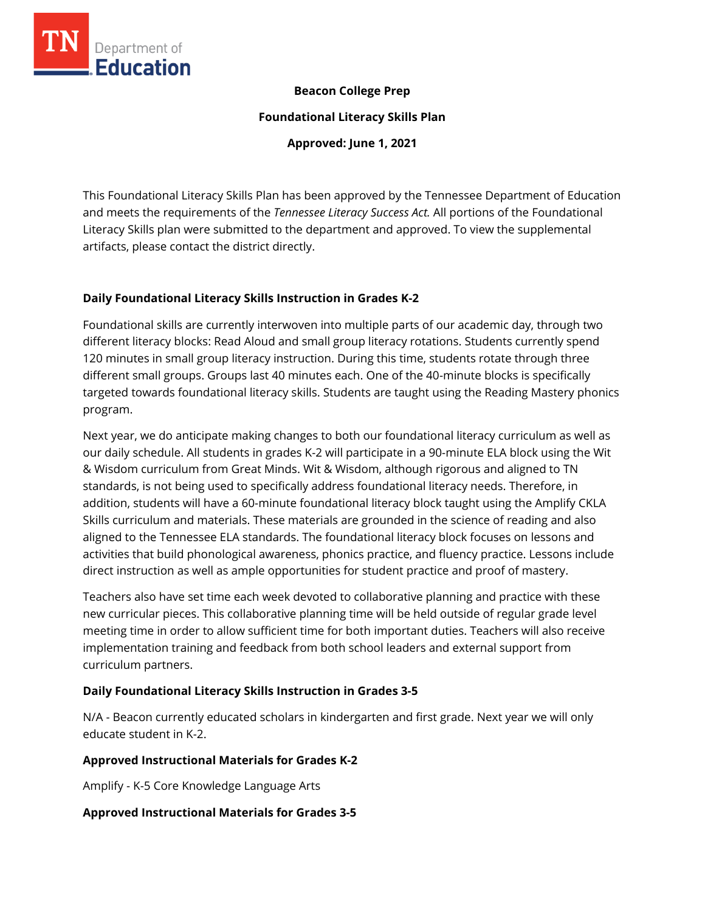**Beacon College Prep**

**Foundational Literacy Skills Plan**

**Approved: June 1, 2021**

This Foundational Literacy Skills Plan has been approved by the Tennessee Department of Education and meets the requirements of the *Tennessee Literacy Success Act.* All portions of the Foundational Literacy Skills plan were submitted to the department and approved. To view the supplemental artifacts, please contact the district directly.

## Daily Foundational Literacy Skills Instruction in Grades K-2

Foundational skills are currently interwoven into multiple parts of our academic day, through two different literacy blocks: Read Aloud and small group literacy rotations. Students currently spend 120 minutes in small group literacy instruction. During this time, students rotate through three different small groups. Groups last 40 minutes each. One of the 40-minute blocks is specifically targeted towards foundational literacy skills. Students are taught using the Reading Mastery phonics program.

Next year, we do anticipate making changes to both our foundational literacy curriculum as well as our daily schedule. All students in grades K-2 will participate in a 90-minute ELA block using the Wit & Wisdom curriculum from Great Minds. Wit & Wisdom, although rigorous and aligned to TN standards, is not being used to specifically address foundational literacy needs. Therefore, in addition, students will have a 60-minute foundational literacy block taught using the Amplify CKLA Skills curriculum and materials. These materials are grounded in the science of reading and also aligned to the Tennessee ELA standards. The foundational literacy block focuses on lessons and activities that build phonological awareness, phonics practice, and fluency practice. Lessons include direct instruction as well as ample opportunities for student practice and proof of mastery.

Teachers also have set time each week devoted to collaborative planning and practice with these new curricular pieces. This collaborative planning time will be held outside of regular grade level meeting time in order to allow sufficient time for both important duties. Teachers will also receive implementation training and feedback from both school leaders and external support from curriculum partners.

## Daily Foundational Literacy Skills Instruction in Grades 3-5

N/A - Beacon currently educated scholars in kindergarten and first grade. Next year we will only educate student in K-2.

## Approved Instructional Materials for Grades K-2

Amplify - K-5 Core Knowledge Language Arts

## Approved Instructional Materials for Grades 3-5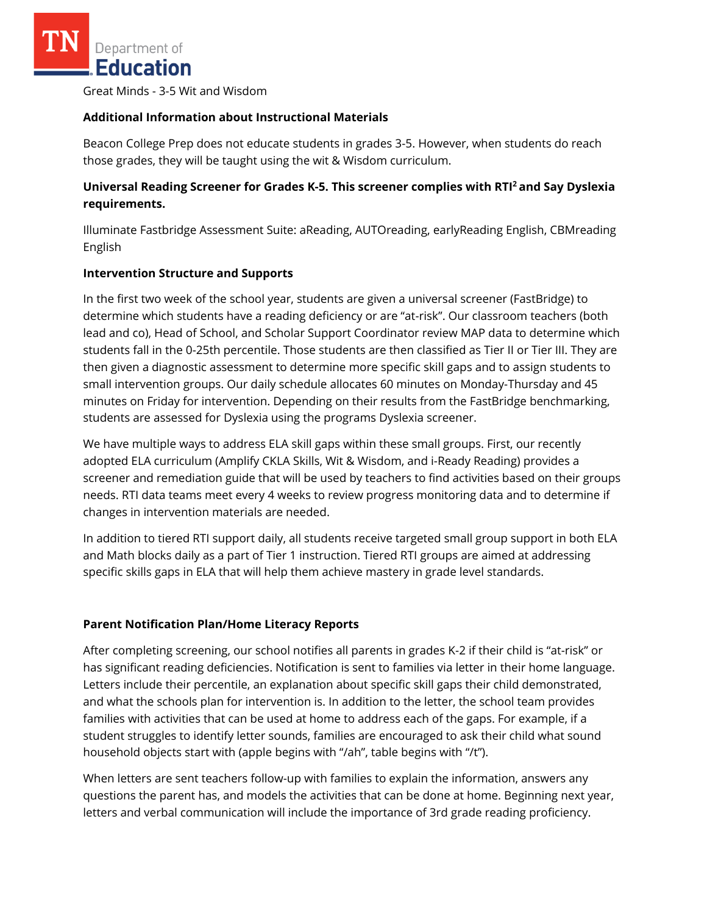Great Minds - 3-5 Wit and Wisdom

**Additional Information about Instructional Materials**

Beacon College Prep does not educate students in grades 3-5. However, when students do reach those grades, they will be taught using the wit & Wisdom curriculum.

**Universal Reading Screener for Grades K-5. This screener complies with RTI$^2$ and Say Dyslexia requirements.**

Illuminate Fastbridge Assessment Suite: aReading, AUTOreading, earlyReading English, CBMreading English

**Intervention Structure and Supports**

In the first two week of the school year, students are given a universal screener (FastBridge) to determine which students have a reading deficiency or are "at-risk". Our classroom teachers (both lead and co), Head of School, and Scholar Support Coordinator review MAP data to determine which students fall in the 0-25th percentile. Those students are then classified as Tier II or Tier III. They are then given a diagnostic assessment to determine more specific skill gaps and to assign students to small intervention groups. Our daily schedule allocates 60 minutes on Monday-Thursday and 45 minutes on Friday for intervention. Depending on their results from the FastBridge benchmarking, students are assessed for Dyslexia using the programs Dyslexia screener.

We have multiple ways to address ELA skill gaps within these small groups. First, our recently adopted ELA curriculum (Amplify CKLA Skills, Wit & Wisdom, and i-Ready Reading) provides a screener and remediation guide that will be used by teachers to find activities based on their groups needs. RTI data teams meet every 4 weeks to review progress monitoring data and to determine if changes in intervention materials are needed.

In addition to tiered RTI support daily, all students receive targeted small group support in both ELA and Math blocks daily as a part of Tier 1 instruction. Tiered RTI groups are aimed at addressing specific skills gaps in ELA that will help them achieve mastery in grade level standards.

**Parent Notification Plan/Home Literacy Reports**

After completing screening, our school notifies all parents in grades K-2 if their child is "at-risk" or has significant reading deficiencies. Notification is sent to families via letter in their home language. Letters include their percentile, an explanation about specific skill gaps their child demonstrated, and what the schools plan for intervention is. In addition to the letter, the school team provides families with activities that can be used at home to address each of the gaps. For example, if a student struggles to identify letter sounds, families are encouraged to ask their child what sound household objects start with (apple begins with "/ah", table begins with "/t").

When letters are sent teachers follow-up with families to explain the information, answers any questions the parent has, and models the activities that can be done at home. Beginning next year, letters and verbal communication will include the importance of 3rd grade reading proficiency.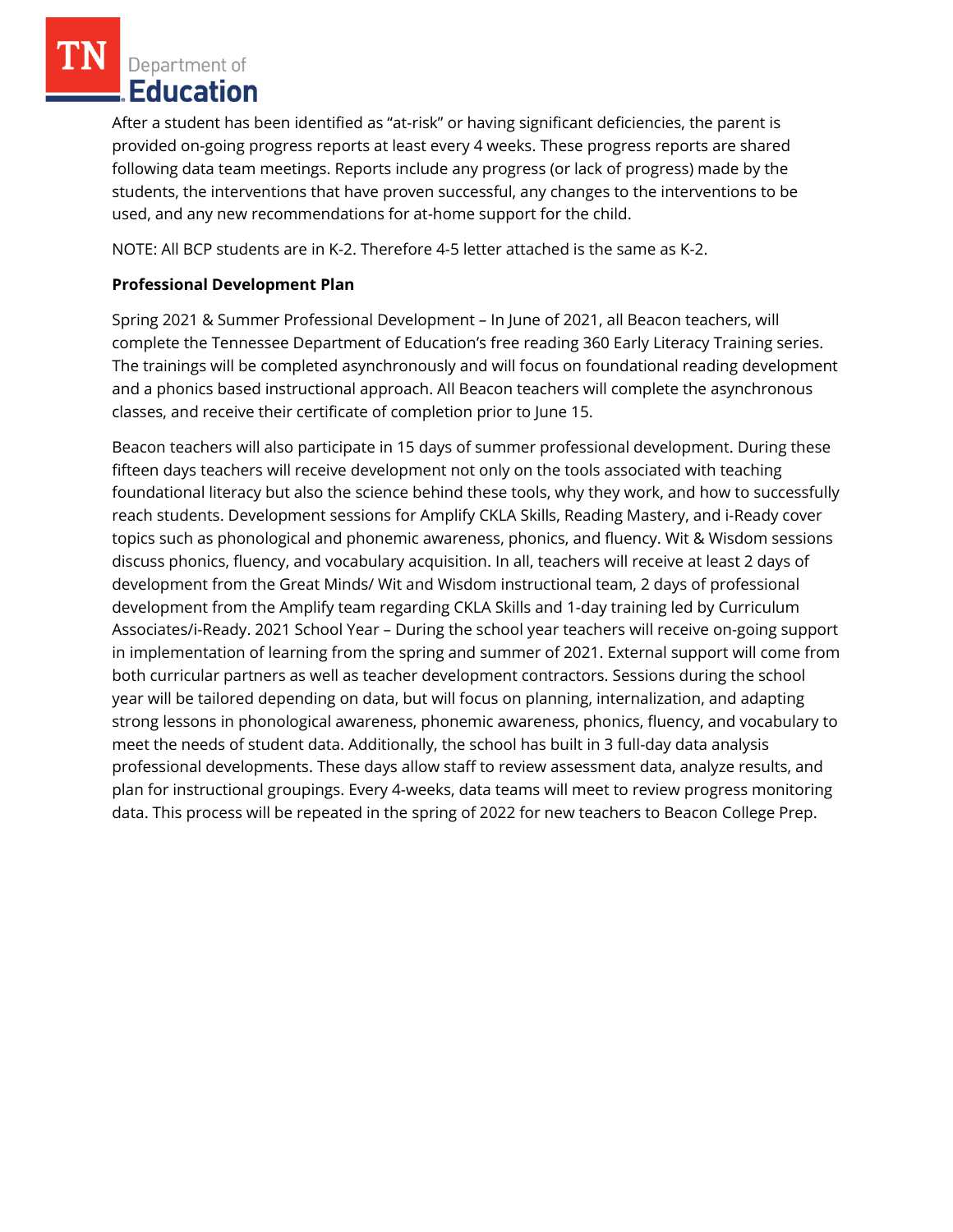After a student has been identified as "at-risk" or having significant deficiencies, the parent is provided on-going progress reports at least every 4 weeks. These progress reports are shared following data team meetings. Reports include any progress (or lack of progress) made by the students, the interventions that have proven successful, any changes to the interventions to be used, and any new recommendations for at-home support for the child.

NOTE: All BCP students are in K-2. Therefore 4-5 letter attached is the same as K-2.

**Professional Development Plan**

Spring 2021 & Summer Professional Development – In June of 2021, all Beacon teachers, will complete the Tennessee Department of Education's free reading 360 Early Literacy Training series. The trainings will be completed asynchronously and will focus on foundational reading development and a phonics based instructional approach. All Beacon teachers will complete the asynchronous classes, and receive their certificate of completion prior to June 15.

Beacon teachers will also participate in 15 days of summer professional development. During these fifteen days teachers will receive development not only on the tools associated with teaching foundational literacy but also the science behind these tools, why they work, and how to successfully reach students. Development sessions for Amplify CKLA Skills, Reading Mastery, and i-Ready cover topics such as phonological and phonemic awareness, phonics, and fluency. Wit & Wisdom sessions discuss phonics, fluency, and vocabulary acquisition. In all, teachers will receive at least 2 days of development from the Great Minds/ Wit and Wisdom instructional team, 2 days of professional development from the Amplify team regarding CKLA Skills and 1-day training led by Curriculum Associates/i-Ready. 2021 School Year – During the school year teachers will receive on-going support in implementation of learning from the spring and summer of 2021. External support will come from both curricular partners as well as teacher development contractors. Sessions during the school year will be tailored depending on data, but will focus on planning, internalization, and adapting strong lessons in phonological awareness, phonemic awareness, phonics, fluency, and vocabulary to meet the needs of student data. Additionally, the school has built in 3 full-day data analysis professional developments. These days allow staff to review assessment data, analyze results, and plan for instructional groupings. Every 4-weeks, data teams will meet to review progress monitoring data. This process will be repeated in the spring of 2022 for new teachers to Beacon College Prep.